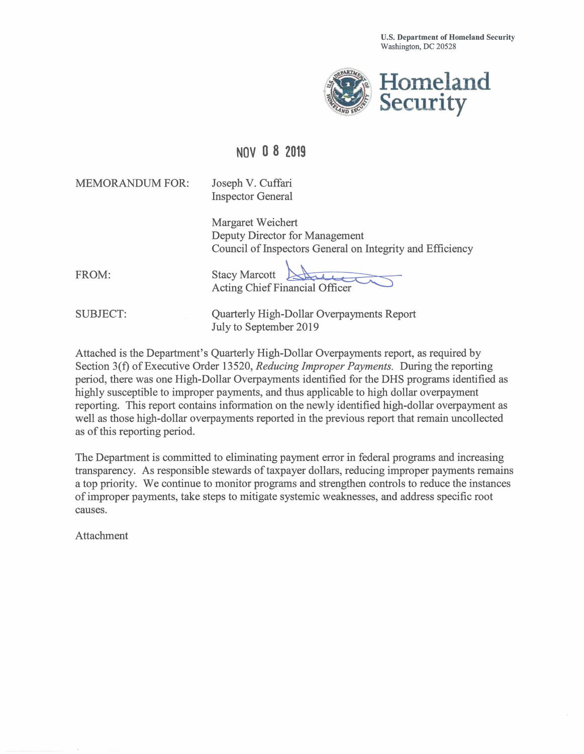**U.S. Department of Homeland Security**
Washington, DC 20528

Homeland Security

NOV 0 8 2019

MEMORANDUM FOR: Joseph V. Cuffari
Inspector General

Margaret Weichert
Deputy Director for Management
Council of Inspectors General on Integrity and Efficiency

FROM: Stacy Marcott
Acting Chief Financial Officer

SUBJECT: Quarterly High-Dollar Overpayments Report
July to September 2019

Attached is the Department's Quarterly High-Dollar Overpayments report, as required by Section 3(f) of Executive Order 13520, *Reducing Improper Payments.* During the reporting period, there was one High-Dollar Overpayments identified for the DHS programs identified as highly susceptible to improper payments, and thus applicable to high dollar overpayment reporting. This report contains information on the newly identified high-dollar overpayment as well as those high-dollar overpayments reported in the previous report that remain uncollected as of this reporting period.

The Department is committed to eliminating payment error in federal programs and increasing transparency. As responsible stewards of taxpayer dollars, reducing improper payments remains a top priority. We continue to monitor programs and strengthen controls to reduce the instances of improper payments, take steps to mitigate systemic weaknesses, and address specific root causes.

Attachment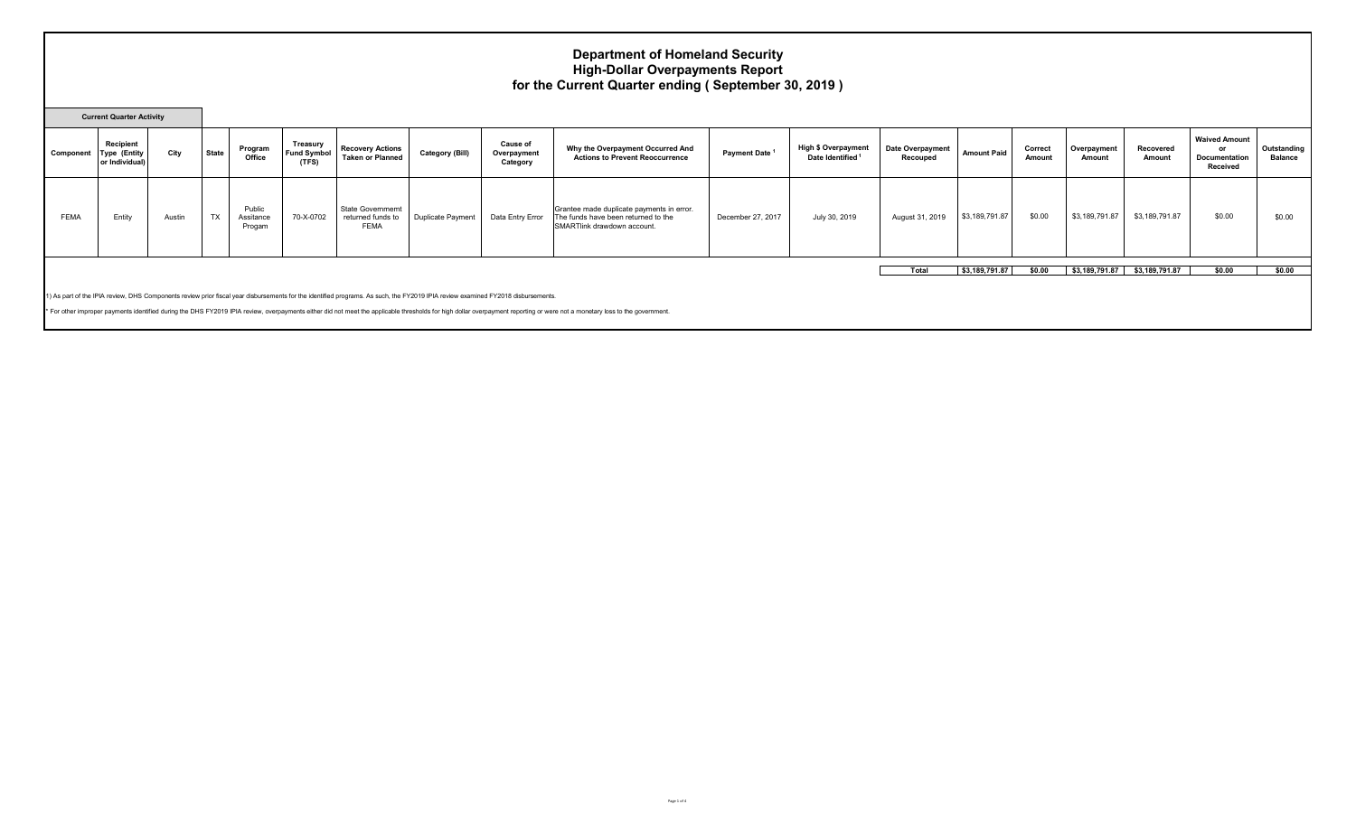# Department of Homeland Security
## High-Dollar Overpayments Report
### for the Current Quarter ending ( September 30, 2019 )

**Current Quarter Activity**

| Component | Recipient Type (Entity or Individual) | City | State | Program Office | Treasury Fund Symbol (TFS) | Recovery Actions Taken or Planned | Category (Bill) | Cause of Overpayment Category | Why the Overpayment Occurred And Actions to Prevent Reoccurrence | Payment Date [1] | High $ Overpayment Date Identified [1] | Date Overpayment Recouped | Amount Paid | Correct Amount | Overpayment Amount | Recovered Amount | Waived Amount or Documentation Received | Outstanding Balance |
|---|---|---|---|---|---|---|---|---|---|---|---|---|---|---|---|---|---|---|
| FEMA | Entity | Austin | TX | Public Assitance Progam | 70-X-0702 | State Governmemt returned funds to FEMA | Duplicate Payment | Data Entry Error | Grantee made duplicate payments in error. The funds have been returned to the SMARTlink drawdown account. | December 27, 2017 | July 30, 2019 | August 31, 2019 | $3,189,791.87 | $0.00 | $3,189,791.87 | $3,189,791.87 | $0.00 | $0.00 |
| | | | | | | | | | | | | **Total** | **$3,189,791.87** | **$0.00** | **$3,189,791.87** | **$3,189,791.87** | **$0.00** | **$0.00** |

1) As part of the IPIA review, DHS Components review prior fiscal year disbursements for the identified programs. As such, the FY2019 IPIA review examined FY2018 disbursements.

* For other improper payments identified during the DHS FY2019 IPIA review, overpayments either did not meet the applicable thresholds for high dollar overpayment reporting or were not a monetary loss to the government.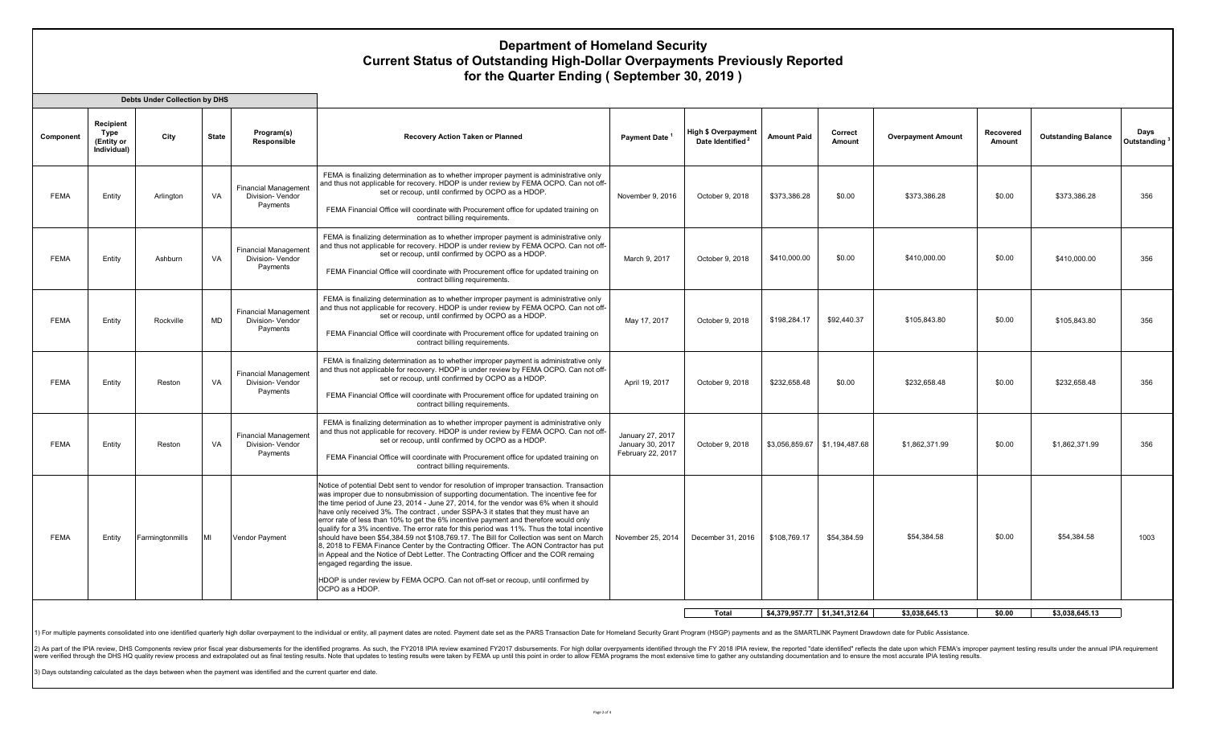# Department of Homeland Security
## Current Status of Outstanding High-Dollar Overpayments Previously Reported
## for the Quarter Ending ( September 30, 2019 )

**Debts Under Collection by DHS**

| Component | Recipient Type (Entity or Individual) | City | State | Program(s) Responsible | Recovery Action Taken or Planned | Payment Date [1] | High $ Overpayment Date Identified [2] | Amount Paid | Correct Amount | Overpayment Amount | Recovered Amount | Outstanding Balance | Days Outstanding [3] |
|---|---|---|---|---|---|---|---|---|---|---|---|---|---|
| FEMA | Entity | Arlington | VA | Financial Management Division- Vendor Payments | FEMA is finalizing determination as to whether improper payment is administrative only and thus not applicable for recovery. HDOP is under review by FEMA OCPO. Can not off-set or recoup, until confirmed by OCPO as a HDOP. FEMA Financial Office will coordinate with Procurement office for updated training on contract billing requirements. | November 9, 2016 | October 9, 2018 | $373,386.28 | $0.00 | $373,386.28 | $0.00 | $373,386.28 | 356 |
| FEMA | Entity | Ashburn | VA | Financial Management Division- Vendor Payments | FEMA is finalizing determination as to whether improper payment is administrative only and thus not applicable for recovery. HDOP is under review by FEMA OCPO. Can not off-set or recoup, until confirmed by OCPO as a HDOP. FEMA Financial Office will coordinate with Procurement office for updated training on contract billing requirements. | March 9, 2017 | October 9, 2018 | $410,000.00 | $0.00 | $410,000.00 | $0.00 | $410,000.00 | 356 |
| FEMA | Entity | Rockville | MD | Financial Management Division- Vendor Payments | FEMA is finalizing determination as to whether improper payment is administrative only and thus not applicable for recovery. HDOP is under review by FEMA OCPO. Can not off-set or recoup, until confirmed by OCPO as a HDOP. FEMA Financial Office will coordinate with Procurement office for updated training on contract billing requirements. | May 17, 2017 | October 9, 2018 | $198,284.17 | $92,440.37 | $105,843.80 | $0.00 | $105,843.80 | 356 |
| FEMA | Entity | Reston | VA | Financial Management Division- Vendor Payments | FEMA is finalizing determination as to whether improper payment is administrative only and thus not applicable for recovery. HDOP is under review by FEMA OCPO. Can not off-set or recoup, until confirmed by OCPO as a HDOP. FEMA Financial Office will coordinate with Procurement office for updated training on contract billing requirements. | April 19, 2017 | October 9, 2018 | $232,658.48 | $0.00 | $232,658.48 | $0.00 | $232,658.48 | 356 |
| FEMA | Entity | Reston | VA | Financial Management Division- Vendor Payments | FEMA is finalizing determination as to whether improper payment is administrative only and thus not applicable for recovery. HDOP is under review by FEMA OCPO. Can not off-set or recoup, until confirmed by OCPO as a HDOP. FEMA Financial Office will coordinate with Procurement office for updated training on contract billing requirements. | January 27, 2017 January 30, 2017 February 22, 2017 | October 9, 2018 | $3,056,859.67 | $1,194,487.68 | $1,862,371.99 | $0.00 | $1,862,371.99 | 356 |
| FEMA | Entity | Farmingtonmills | MI | Vendor Payment | Notice of potential Debt sent to vendor for resolution of improper transaction. Transaction was improper due to nonsubmission of supporting documentation. The incentive fee for the time period of June 23, 2014 - June 27, 2014, for the vendor was 6% when it should have only received 3%. The contract , under SSPA-3 it states that they must have an error rate of less than 10% to get the 6% incentive fee and therefore would only qualify for a 3% incentive. The error rate for this period was 11%. Thus the total incentive should have been $54,384.59 not $108,769.17. The Bill for Collection was sent on March 8, 2018 to FEMA Finance Center by the Contracting Officer. The AON Contractor has put in Appeal and the Notice of Debt Letter. The Contracting Officer and the COR remaing engaged regarding the issue. HDOP is under review by FEMA OCPO. Can not off-set or recoup, until confirmed by OCPO as a HDOP. | November 25, 2014 | December 31, 2016 | $108,769.17 | $54,384.59 | $54,384.58 | $0.00 | $54,384.58 | 1003 |
| | | | | | | | **Total** | **$4,379,957.77** | **$1,341,312.64** | **$3,038,645.13** | **$0.00** | **$3,038,645.13** | |

1) For multiple payments consolidated into one identified quarterly high dollar overpayment to the individual or entity, all payment dates are noted. Payment date set as the PARS Transaction Date for Homeland Security Grant Program (HSGP) payments and as the SMARTLINK Payment Drawdown date for Public Assistance.

2) As part of the IPIA review, DHS Components review prior fiscal year disbursements for the identified programs. As such, the FY2018 IPIA review examined FY2017 disbursements. For high dollar overpayments identified through the FY 2018 IPIA review, the reported "date identified" reflects the date upon which FEMA's improper payment testing results under the annual IPIA requirement were verified through the DHS HQ quality review process and extrapolated out as final testing results. Note that updates to testing results were taken by FEMA up until this point in order to allow FEMA programs the most extensive time to gather any outstanding documentation and to ensure the most accurate IPIA testing results.

3) Days outstanding calculated as the days between when the payment was identified and the current quarter end date.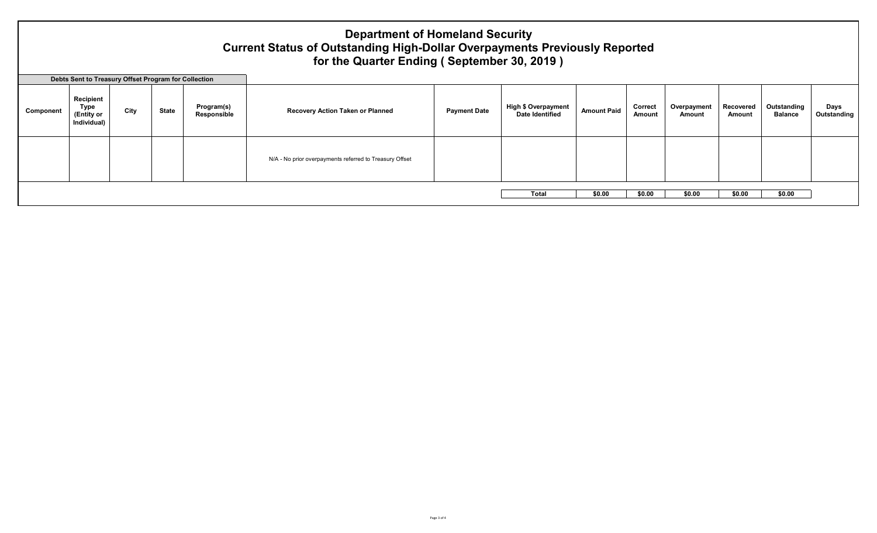# Department of Homeland Security
## Current Status of Outstanding High-Dollar Overpayments Previously Reported
## for the Quarter Ending ( September 30, 2019 )

**Debts Sent to Treasury Offset Program for Collection**

| Component | Recipient Type (Entity or Individual) | City | State | Program(s) Responsible | Recovery Action Taken or Planned | Payment Date | High $ Overpayment Date Identified | Amount Paid | Correct Amount | Overpayment Amount | Recovered Amount | Outstanding Balance | Days Outstanding |
|---|---|---|---|---|---|---|---|---|---|---|---|---|---|
| | | | | | N/A - No prior overpayments referred to Treasury Offset | | | | | | | | |
| | | | | | | | **Total** | **$0.00** | **$0.00** | **$0.00** | **$0.00** | **$0.00** | |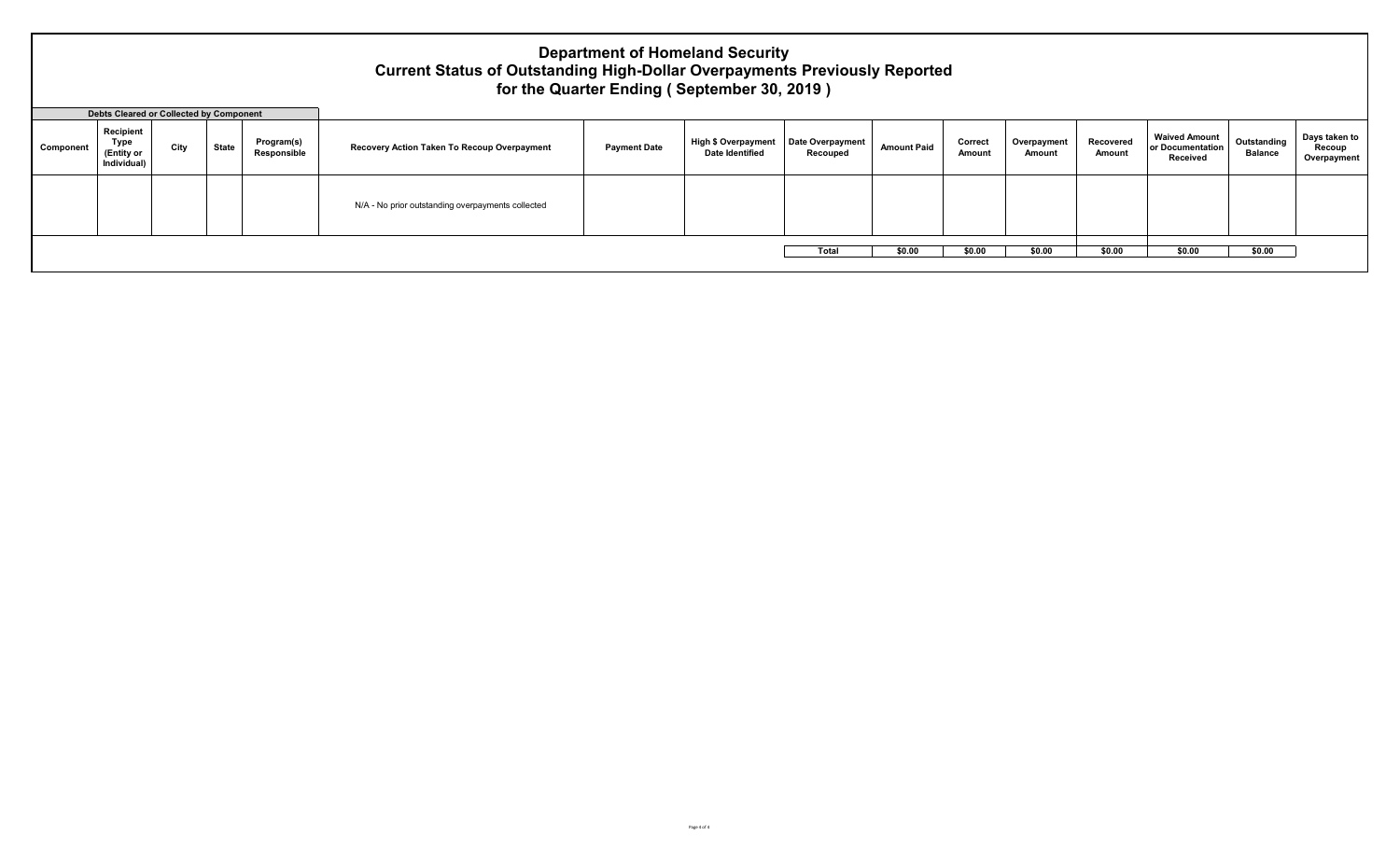# Department of Homeland Security
## Current Status of Outstanding High-Dollar Overpayments Previously Reported
## for the Quarter Ending ( September 30, 2019 )

| Debts Cleared or Collected by Component | | | | | | | | | | | | | | | |
|---|---|---|---|---|---|---|---|---|---|---|---|---|---|---|---|
| Component | Recipient Type (Entity or Individual) | City | State | Program(s) Responsible | Recovery Action Taken To Recoup Overpayment | Payment Date | High $ Overpayment Date Identified | Date Overpayment Recouped | Amount Paid | Correct Amount | Overpayment Amount | Recovered Amount | Waived Amount or Documentation Received | Outstanding Balance | Days taken to Recoup Overpayment |
| | | | | | N/A - No prior outstanding overpayments collected | | | | | | | | | | |
| | | | | | | | | Total | $0.00 | $0.00 | $0.00 | $0.00 | $0.00 | $0.00 | |